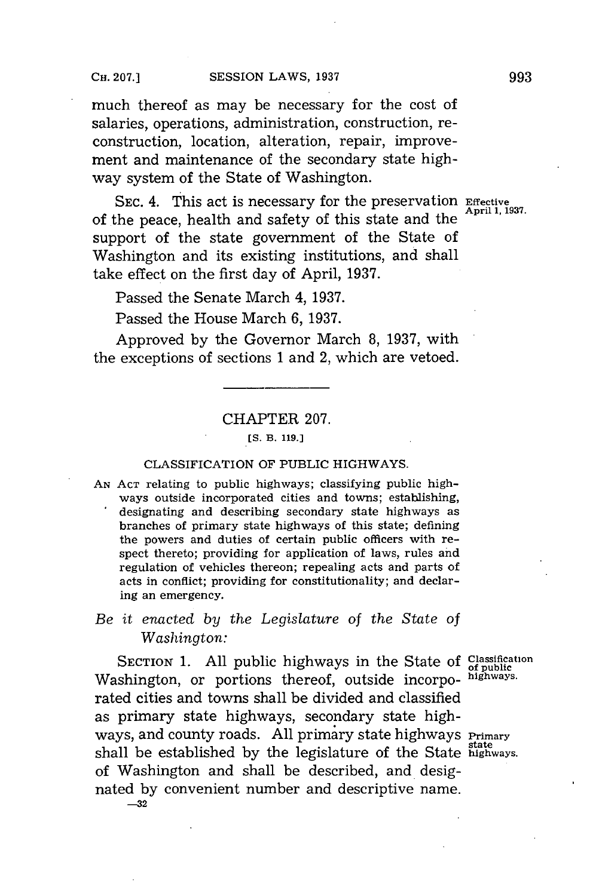much thereof as may be necessary for the cost of salaries, operations, administration, construction, reconstruction, location, alteration, repair, improvement and maintenance of the secondary state highway system of the State of Washington.

SEC. 4. This act is necessary for the preservation of the peace, health and safety of this state and the support of the state government of the State of Washington and its existing institutions, and shall take effect on the first day of April, 1937.

Effective April 1, 1937.

Passed the Senate March 4, 1937.

Passed the House March 6, 1937.

Approved by the Governor March 8, 1937, with the exceptions of sections 1 and 2, which are vetoed.

---

## CHAPTER 207.

[S. B. 119.]

### CLASSIFICATION OF PUBLIC HIGHWAYS.

AN ACT relating to public highways; classifying public highways outside incorporated cities and towns; establishing, designating and describing secondary state highways as branches of primary state highways of this state; defining the powers and duties of certain public officers with respect thereto; providing for application of laws, rules and regulation of vehicles thereon; repealing acts and parts of acts in conflict; providing for constitutionality; and declaring an emergency.

*Be it enacted by the Legislature of the State of Washington:*

SECTION 1. All public highways in the State of Washington, or portions thereof, outside incorporated cities and towns shall be divided and classified as primary state highways, secondary state highways, and county roads. All primary state highways shall be established by the legislature of the State of Washington and shall be described, and designated by convenient number and descriptive name.

Classification of public highways.

Primary state highways.

—32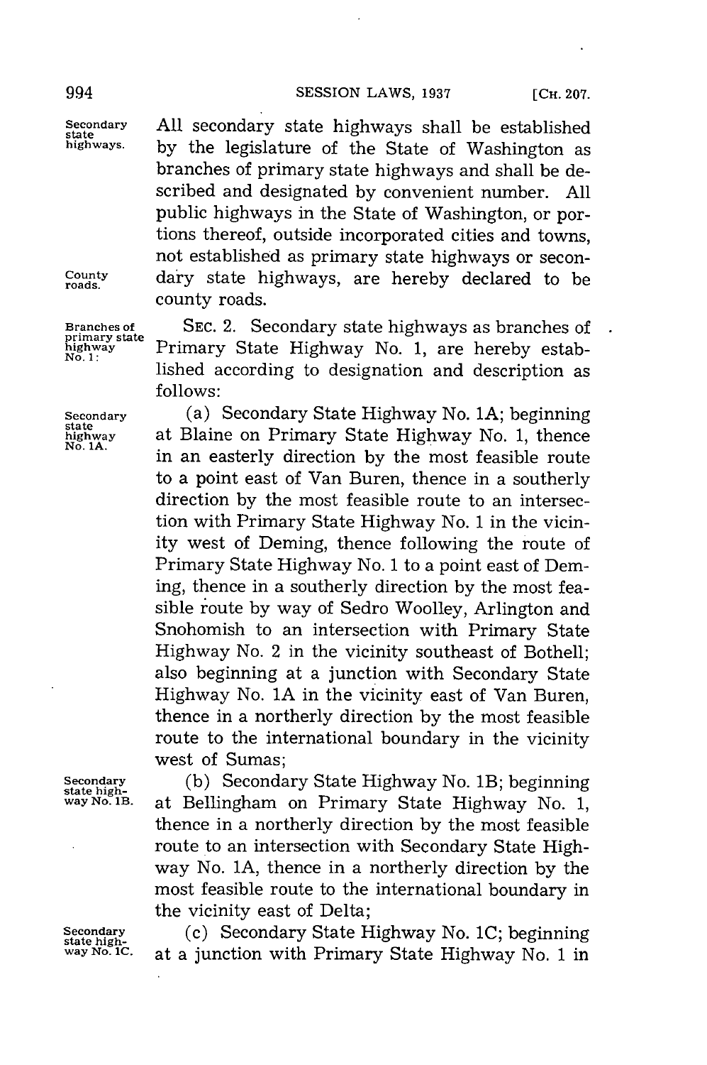All secondary state highways shall be established by the legislature of the State of Washington as branches of primary state highways and shall be described and designated by convenient number. All public highways in the State of Washington, or portions thereof, outside incorporated cities and towns, not established as primary state highways or secondary state highways, are hereby declared to be county roads.

SEC. 2. Secondary state highways as branches of Primary State Highway No. 1, are hereby established according to designation and description as follows:

(a) Secondary State Highway No. 1A; beginning at Blaine on Primary State Highway No. 1, thence in an easterly direction by the most feasible route to a point east of Van Buren, thence in a southerly direction by the most feasible route to an intersection with Primary State Highway No. 1 in the vicinity west of Deming, thence following the route of Primary State Highway No. 1 to a point east of Deming, thence in a southerly direction by the most feasible route by way of Sedro Woolley, Arlington and Snohomish to an intersection with Primary State Highway No. 2 in the vicinity southeast of Bothell; also beginning at a junction with Secondary State Highway No. 1A in the vicinity east of Van Buren, thence in a northerly direction by the most feasible route to the international boundary in the vicinity west of Sumas;

(b) Secondary State Highway No. 1B; beginning at Bellingham on Primary State Highway No. 1, thence in a northerly direction by the most feasible route to an intersection with Secondary State Highway No. 1A, thence in a northerly direction by the most feasible route to the international boundary in the vicinity east of Delta;

(c) Secondary State Highway No. 1C; beginning at a junction with Primary State Highway No. 1 in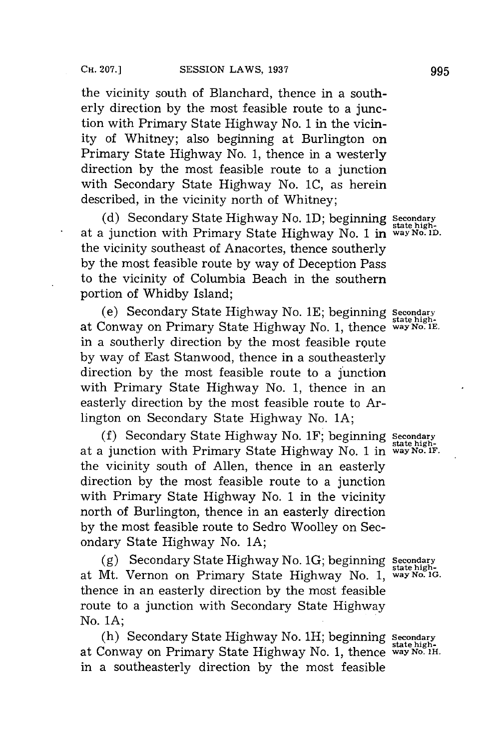the vicinity south of Blanchard, thence in a southerly direction by the most feasible route to a junction with Primary State Highway No. 1 in the vicinity of Whitney; also beginning at Burlington on Primary State Highway No. 1, thence in a westerly direction by the most feasible route to a junction with Secondary State Highway No. 1C, as herein described, in the vicinity north of Whitney;

(d) Secondary State Highway No. 1D; beginning at a junction with Primary State Highway No. 1 in the vicinity southeast of Anacortes, thence southerly by the most feasible route by way of Deception Pass to the vicinity of Columbia Beach in the southern portion of Whidby Island;

Secondary state highway No. 1D.

(e) Secondary State Highway No. 1E; beginning at Conway on Primary State Highway No. 1, thence in a southerly direction by the most feasible route by way of East Stanwood, thence in a southeasterly direction by the most feasible route to a junction with Primary State Highway No. 1, thence in an easterly direction by the most feasible route to Arlington on Secondary State Highway No. 1A;

Secondary state highway No. 1E.

(f) Secondary State Highway No. 1F; beginning at a junction with Primary State Highway No. 1 in the vicinity south of Allen, thence in an easterly direction by the most feasible route to a junction with Primary State Highway No. 1 in the vicinity north of Burlington, thence in an easterly direction by the most feasible route to Sedro Woolley on Secondary State Highway No. 1A;

Secondary state highway No. 1F.

(g) Secondary State Highway No. 1G; beginning at Mt. Vernon on Primary State Highway No. 1, thence in an easterly direction by the most feasible route to a junction with Secondary State Highway No. 1A;

Secondary state highway No. 1G.

(h) Secondary State Highway No. 1H; beginning at Conway on Primary State Highway No. 1, thence in a southeasterly direction by the most feasible

Secondary state highway No. 1H.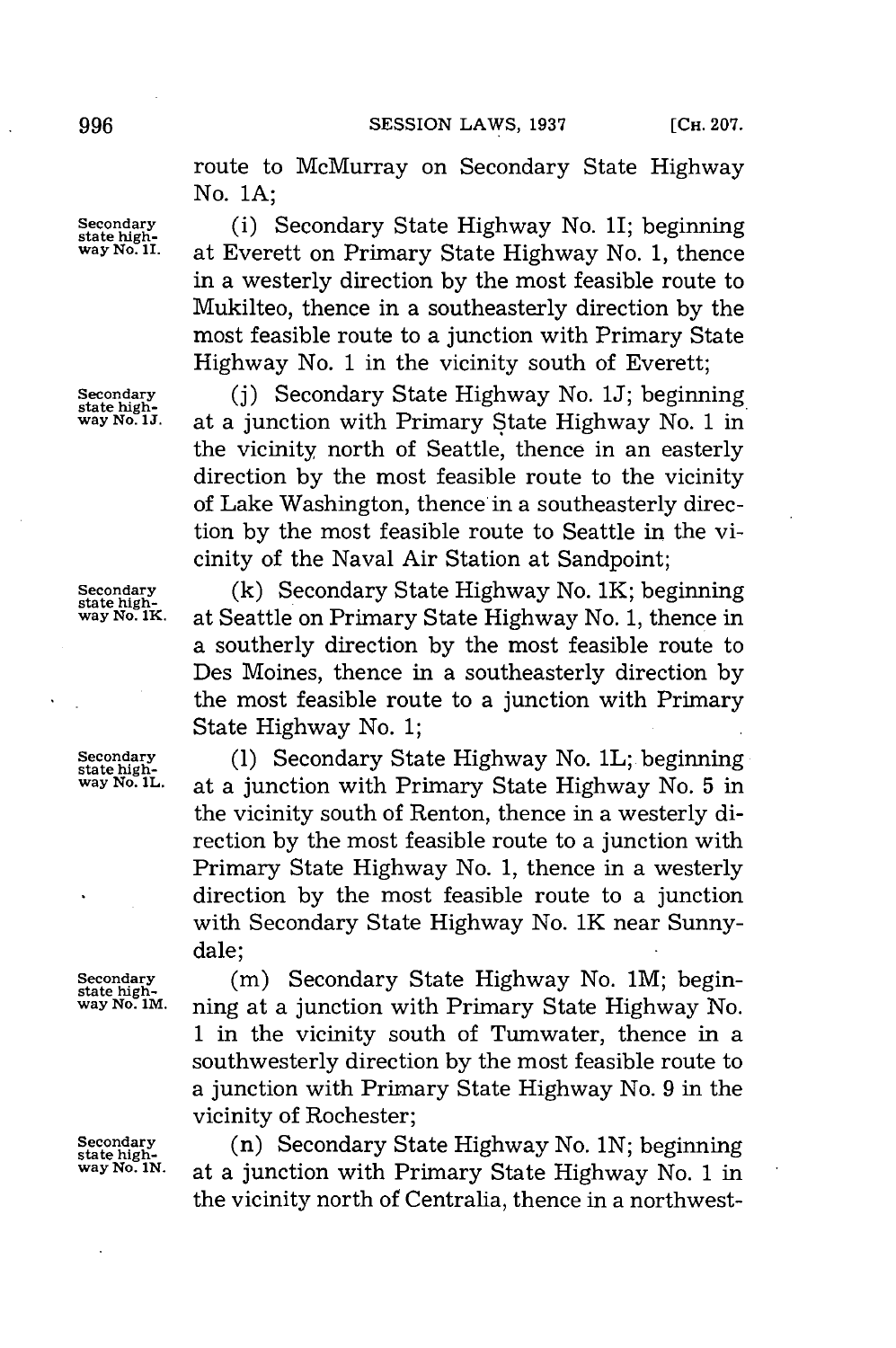route to McMurray on Secondary State Highway No. 1A;

Secondary state highway No. 1I.

(i) Secondary State Highway No. 1I; beginning at Everett on Primary State Highway No. 1, thence in a westerly direction by the most feasible route to Mukilteo, thence in a southeasterly direction by the most feasible route to a junction with Primary State Highway No. 1 in the vicinity south of Everett;

Secondary state highway No. 1J.

(j) Secondary State Highway No. 1J; beginning at a junction with Primary State Highway No. 1 in the vicinity north of Seattle, thence in an easterly direction by the most feasible route to the vicinity of Lake Washington, thence in a southeasterly direction by the most feasible route to Seattle in the vicinity of the Naval Air Station at Sandpoint;

Secondary state highway No. 1K.

(k) Secondary State Highway No. 1K; beginning at Seattle on Primary State Highway No. 1, thence in a southerly direction by the most feasible route to Des Moines, thence in a southeasterly direction by the most feasible route to a junction with Primary State Highway No. 1;

Secondary state highway No. 1L.

(l) Secondary State Highway No. 1L; beginning at a junction with Primary State Highway No. 5 in the vicinity south of Renton, thence in a westerly direction by the most feasible route to a junction with Primary State Highway No. 1, thence in a westerly direction by the most feasible route to a junction with Secondary State Highway No. 1K near Sunnydale;

Secondary state highway No. 1M.

(m) Secondary State Highway No. 1M; beginning at a junction with Primary State Highway No. 1 in the vicinity south of Tumwater, thence in a southwesterly direction by the most feasible route to a junction with Primary State Highway No. 9 in the vicinity of Rochester;

Secondary state highway No. 1N.

(n) Secondary State Highway No. 1N; beginning at a junction with Primary State Highway No. 1 in the vicinity north of Centralia, thence in a northwest-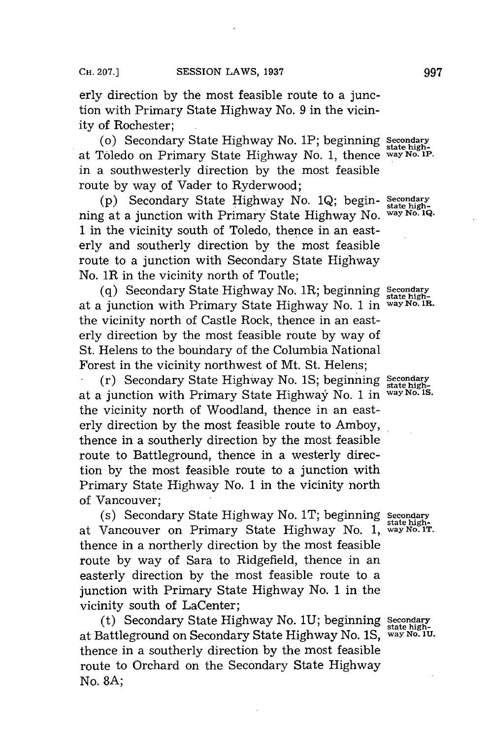erly direction by the most feasible route to a junction with Primary State Highway No. 9 in the vicinity of Rochester;

(o) Secondary State Highway No. 1P; beginning at Toledo on Primary State Highway No. 1, thence in a southwesterly direction by the most feasible route by way of Vader to Ryderwood;

Secondary state highway No. 1P.

(p) Secondary State Highway No. 1Q; beginning at a junction with Primary State Highway No. 1 in the vicinity south of Toledo, thence in an easterly and southerly direction by the most feasible route to a junction with Secondary State Highway No. 1R in the vicinity north of Toutle;

Secondary state highway No. 1Q.

(q) Secondary State Highway No. 1R; beginning at a junction with Primary State Highway No. 1 in the vicinity north of Castle Rock, thence in an easterly direction by the most feasible route by way of St. Helens to the boundary of the Columbia National Forest in the vicinity northwest of Mt. St. Helens;

Secondary state highway No. 1R.

(r) Secondary State Highway No. 1S; beginning at a junction with Primary State Highway No. 1 in the vicinity north of Woodland, thence in an easterly direction by the most feasible route to Amboy, thence in a southerly direction by the most feasible route to Battleground, thence in a westerly direction by the most feasible route to a junction with Primary State Highway No. 1 in the vicinity north of Vancouver;

Secondary state highway No. 1S.

(s) Secondary State Highway No. 1T; beginning at Vancouver on Primary State Highway No. 1, thence in a northerly direction by the most feasible route by way of Sara to Ridgefield, thence in an easterly direction by the most feasible route to a junction with Primary State Highway No. 1 in the vicinity south of LaCenter;

Secondary state highway No. 1T.

(t) Secondary State Highway No. 1U; beginning at Battleground on Secondary State Highway No. 1S, thence in a southerly direction by the most feasible route to Orchard on the Secondary State Highway No. 8A;

Secondary state highway No. 1U.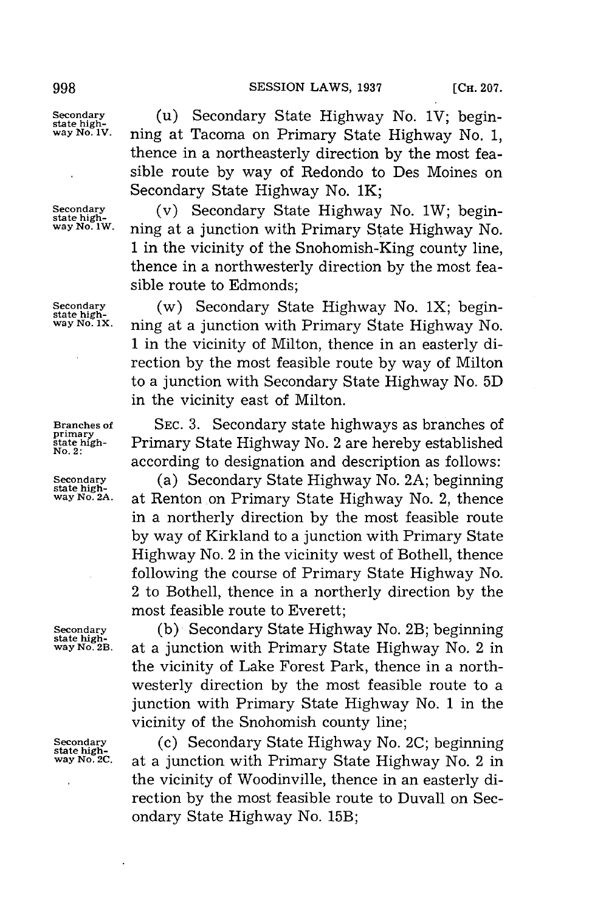(u) Secondary State Highway No. 1V; beginning at Tacoma on Primary State Highway No. 1, thence in a northeasterly direction by the most feasible route by way of Redondo to Des Moines on Secondary State Highway No. 1K;

(v) Secondary State Highway No. 1W; beginning at a junction with Primary State Highway No. 1 in the vicinity of the Snohomish-King county line, thence in a northwesterly direction by the most feasible route to Edmonds;

(w) Secondary State Highway No. 1X; beginning at a junction with Primary State Highway No. 1 in the vicinity of Milton, thence in an easterly direction by the most feasible route by way of Milton to a junction with Secondary State Highway No. 5D in the vicinity east of Milton.

SEC. 3. Secondary state highways as branches of Primary State Highway No. 2 are hereby established according to designation and description as follows:

(a) Secondary State Highway No. 2A; beginning at Renton on Primary State Highway No. 2, thence in a northerly direction by the most feasible route by way of Kirkland to a junction with Primary State Highway No. 2 in the vicinity west of Bothell, thence following the course of Primary State Highway No. 2 to Bothell, thence in a northerly direction by the most feasible route to Everett;

(b) Secondary State Highway No. 2B; beginning at a junction with Primary State Highway No. 2 in the vicinity of Lake Forest Park, thence in a northwesterly direction by the most feasible route to a junction with Primary State Highway No. 1 in the vicinity of the Snohomish county line;

(c) Secondary State Highway No. 2C; beginning at a junction with Primary State Highway No. 2 in the vicinity of Woodinville, thence in an easterly direction by the most feasible route to Duvall on Secondary State Highway No. 15B;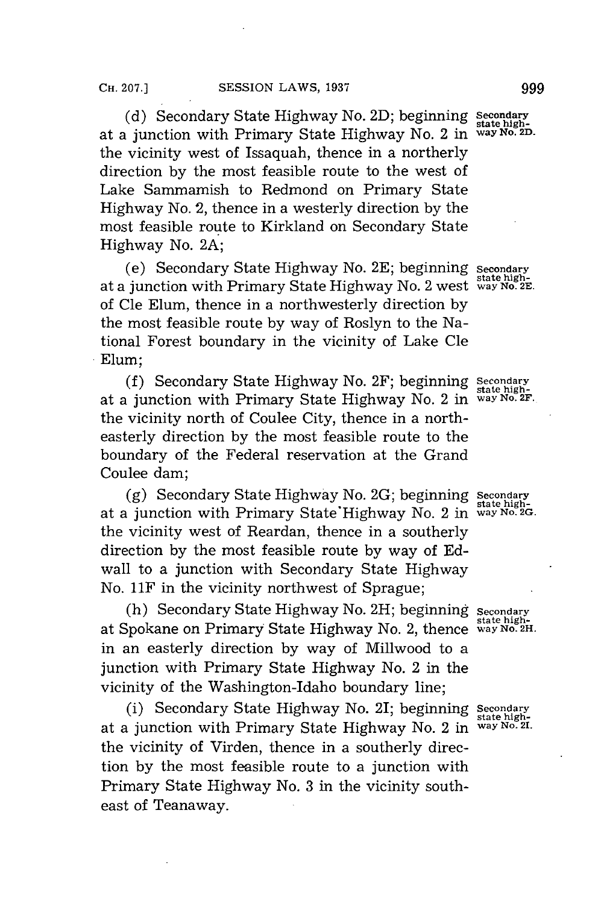(d) Secondary State Highway No. 2D; beginning at a junction with Primary State Highway No. 2 in the vicinity west of Issaquah, thence in a northerly direction by the most feasible route to the west of Lake Sammamish to Redmond on Primary State Highway No. 2, thence in a westerly direction by the most feasible route to Kirkland on Secondary State Highway No. 2A;

Secondary state highway No. 2D.

(e) Secondary State Highway No. 2E; beginning at a junction with Primary State Highway No. 2 west of Cle Elum, thence in a northwesterly direction by the most feasible route by way of Roslyn to the National Forest boundary in the vicinity of Lake Cle Elum;

Secondary state highway No. 2E.

(f) Secondary State Highway No. 2F; beginning at a junction with Primary State Highway No. 2 in the vicinity north of Coulee City, thence in a northeasterly direction by the most feasible route to the boundary of the Federal reservation at the Grand Coulee dam;

Secondary state highway No. 2F.

(g) Secondary State Highway No. 2G; beginning at a junction with Primary State Highway No. 2 in the vicinity west of Reardan, thence in a southerly direction by the most feasible route by way of Edwall to a junction with Secondary State Highway No. 11F in the vicinity northwest of Sprague;

Secondary state highway No. 2G.

(h) Secondary State Highway No. 2H; beginning at Spokane on Primary State Highway No. 2, thence in an easterly direction by way of Millwood to a junction with Primary State Highway No. 2 in the vicinity of the Washington-Idaho boundary line;

Secondary state highway No. 2H.

(i) Secondary State Highway No. 2I; beginning at a junction with Primary State Highway No. 2 in the vicinity of Virden, thence in a southerly direction by the most feasible route to a junction with Primary State Highway No. 3 in the vicinity southeast of Teanaway.

Secondary state highway No. 2I.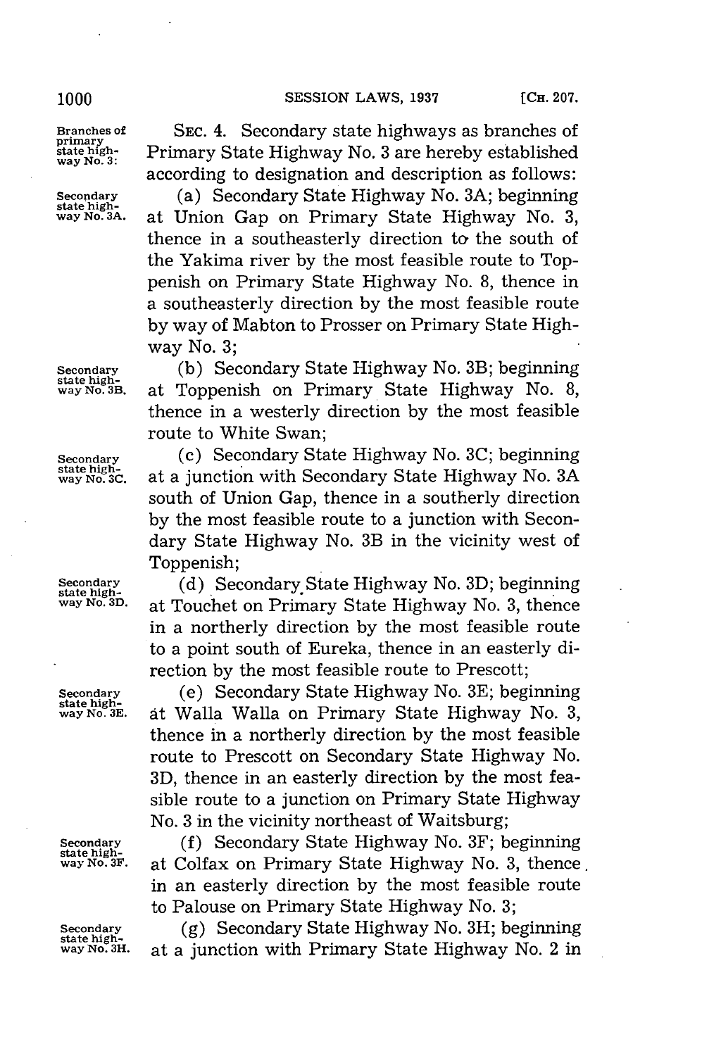**Branches of primary state highway No. 3:**

SEC. 4. Secondary state highways as branches of Primary State Highway No. 3 are hereby established according to designation and description as follows:

**Secondary state highway No. 3A.** (a) Secondary State Highway No. 3A; beginning at Union Gap on Primary State Highway No. 3, thence in a southeasterly direction to the south of the Yakima river by the most feasible route to Toppenish on Primary State Highway No. 8, thence in a southeasterly direction by the most feasible route by way of Mabton to Prosser on Primary State Highway No. 3;

**Secondary state highway No. 3B.** (b) Secondary State Highway No. 3B; beginning at Toppenish on Primary State Highway No. 8, thence in a westerly direction by the most feasible route to White Swan;

**Secondary state highway No. 3C.** (c) Secondary State Highway No. 3C; beginning at a junction with Secondary State Highway No. 3A south of Union Gap, thence in a southerly direction by the most feasible route to a junction with Secondary State Highway No. 3B in the vicinity west of Toppenish;

**Secondary state highway No. 3D.** (d) Secondary State Highway No. 3D; beginning at Touchet on Primary State Highway No. 3, thence in a northerly direction by the most feasible route to a point south of Eureka, thence in an easterly direction by the most feasible route to Prescott;

**Secondary state highway No. 3E.** (e) Secondary State Highway No. 3E; beginning at Walla Walla on Primary State Highway No. 3, thence in a northerly direction by the most feasible route to Prescott on Secondary State Highway No. 3D, thence in an easterly direction by the most feasible route to a junction on Primary State Highway No. 3 in the vicinity northeast of Waitsburg;

**Secondary state highway No. 3F.** (f) Secondary State Highway No. 3F; beginning at Colfax on Primary State Highway No. 3, thence in an easterly direction by the most feasible route to Palouse on Primary State Highway No. 3;

**Secondary state highway No. 3H.** (g) Secondary State Highway No. 3H; beginning at a junction with Primary State Highway No. 2 in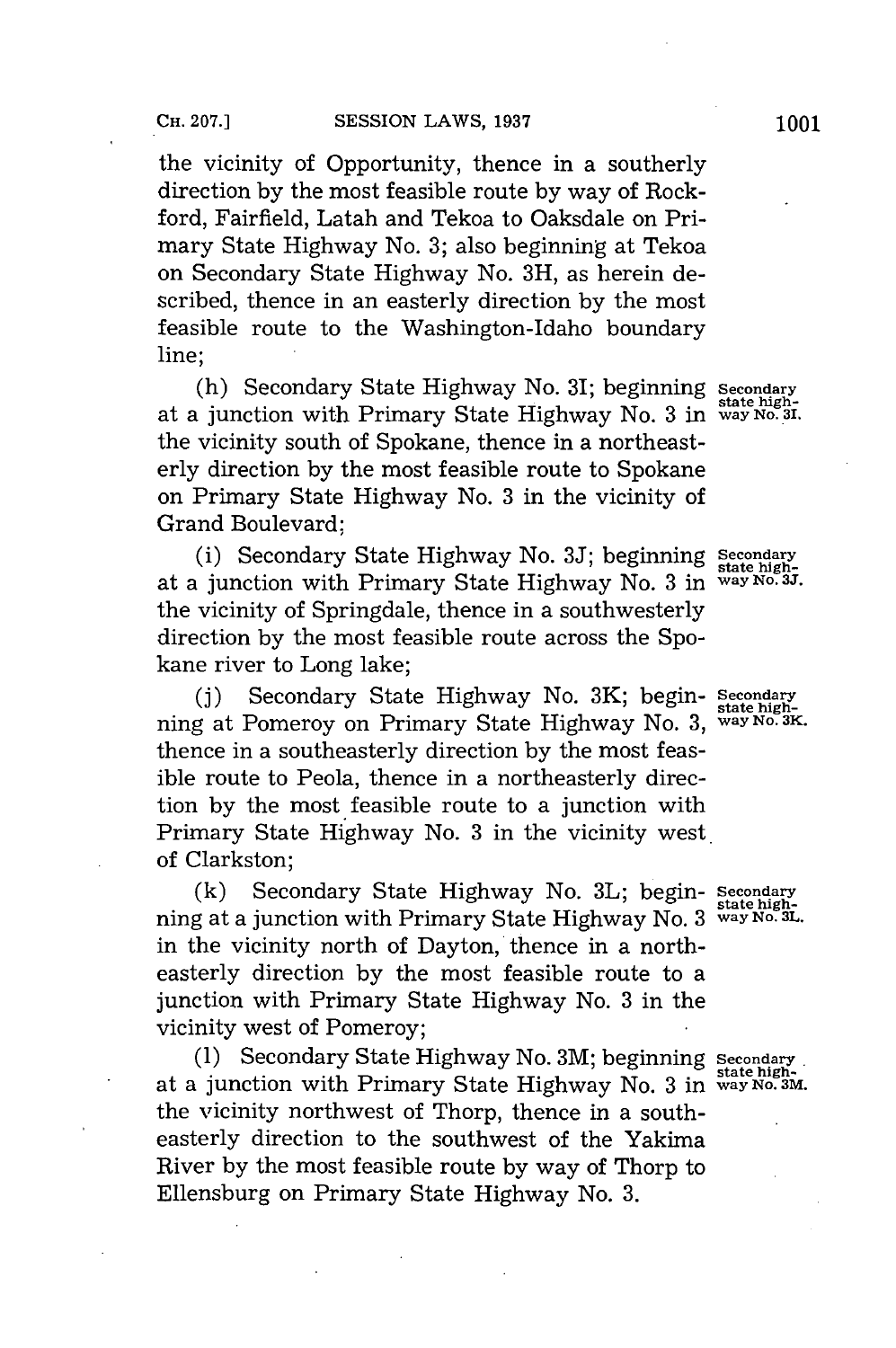the vicinity of Opportunity, thence in a southerly direction by the most feasible route by way of Rockford, Fairfield, Latah and Tekoa to Oaksdale on Primary State Highway No. 3; also beginning at Tekoa on Secondary State Highway No. 3H, as herein described, thence in an easterly direction by the most feasible route to the Washington-Idaho boundary line;

(h) Secondary State Highway No. 3I; beginning at a junction with Primary State Highway No. 3 in the vicinity south of Spokane, thence in a northeasterly direction by the most feasible route to Spokane on Primary State Highway No. 3 in the vicinity of Grand Boulevard;

Secondary state highway No. 3I.

(i) Secondary State Highway No. 3J; beginning at a junction with Primary State Highway No. 3 in the vicinity of Springdale, thence in a southwesterly direction by the most feasible route across the Spokane river to Long lake;

Secondary state highway No. 3J.

(j) Secondary State Highway No. 3K; beginning at Pomeroy on Primary State Highway No. 3, thence in a southeasterly direction by the most feasible route to Peola, thence in a northeasterly direction by the most feasible route to a junction with Primary State Highway No. 3 in the vicinity west of Clarkston;

Secondary state highway No. 3K.

(k) Secondary State Highway No. 3L; beginning at a junction with Primary State Highway No. 3 in the vicinity north of Dayton, thence in a northeasterly direction by the most feasible route to a junction with Primary State Highway No. 3 in the vicinity west of Pomeroy;

Secondary state highway No. 3L.

(l) Secondary State Highway No. 3M; beginning at a junction with Primary State Highway No. 3 in the vicinity northwest of Thorp, thence in a southeasterly direction to the southwest of the Yakima River by the most feasible route by way of Thorp to Ellensburg on Primary State Highway No. 3.

Secondary state highway No. 3M.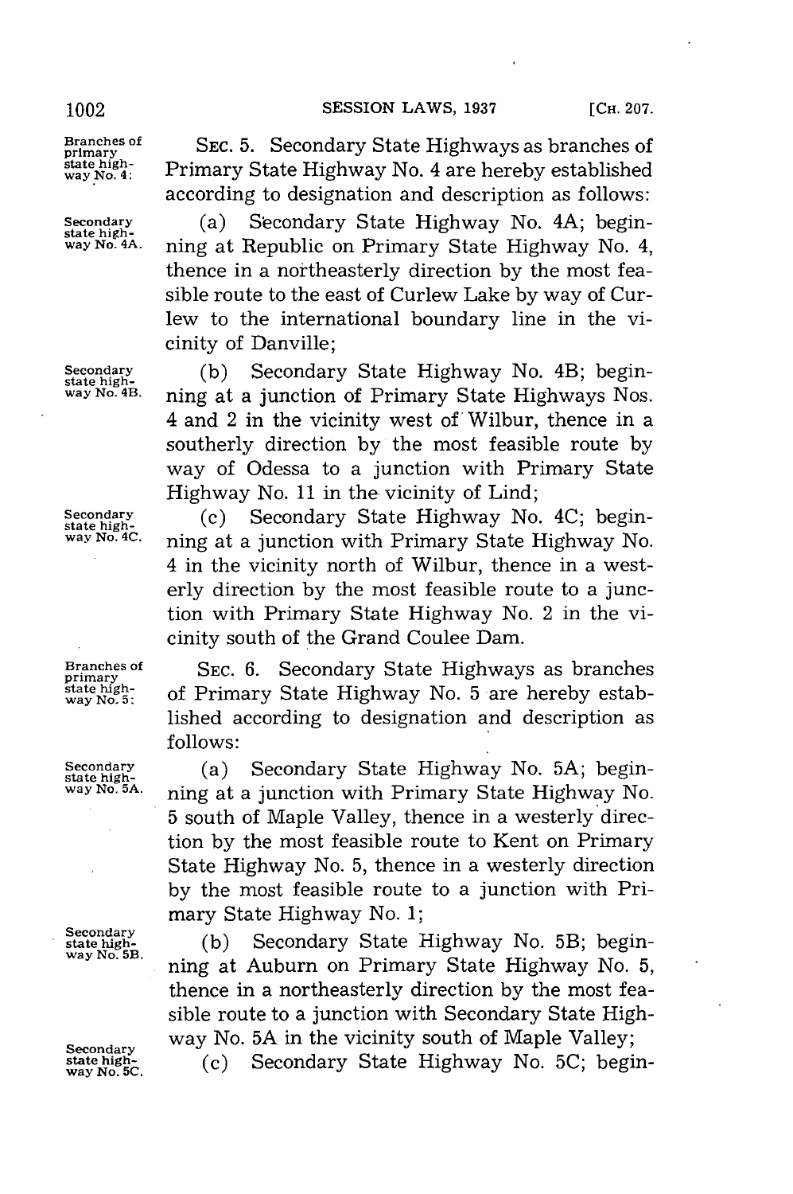Branches of primary state highway No. 4:

SEC. 5. Secondary State Highways as branches of Primary State Highway No. 4 are hereby established according to designation and description as follows:

Secondary state highway No. 4A.

(a) Secondary State Highway No. 4A; beginning at Republic on Primary State Highway No. 4, thence in a northeasterly direction by the most feasible route to the east of Curlew Lake by way of Curlew to the international boundary line in the vicinity of Danville;

Secondary state highway No. 4B.

(b) Secondary State Highway No. 4B; beginning at a junction of Primary State Highways Nos. 4 and 2 in the vicinity west of Wilbur, thence in a southerly direction by the most feasible route by way of Odessa to a junction with Primary State Highway No. 11 in the vicinity of Lind;

Secondary state highway No. 4C.

(c) Secondary State Highway No. 4C; beginning at a junction with Primary State Highway No. 4 in the vicinity north of Wilbur, thence in a westerly direction by the most feasible route to a junction with Primary State Highway No. 2 in the vicinity south of the Grand Coulee Dam.

Branches of primary state highway No. 5:

SEC. 6. Secondary State Highways as branches of Primary State Highway No. 5 are hereby established according to designation and description as follows:

Secondary state highway No. 5A.

(a) Secondary State Highway No. 5A; beginning at a junction with Primary State Highway No. 5 south of Maple Valley, thence in a westerly direction by the most feasible route to Kent on Primary State Highway No. 5, thence in a westerly direction by the most feasible route to a junction with Primary State Highway No. 1;

Secondary state highway No. 5B.

(b) Secondary State Highway No. 5B; beginning at Auburn on Primary State Highway No. 5, thence in a northeasterly direction by the most feasible route to a junction with Secondary State Highway No. 5A in the vicinity south of Maple Valley;

Secondary state highway No. 5C.

(c) Secondary State Highway No. 5C; begin-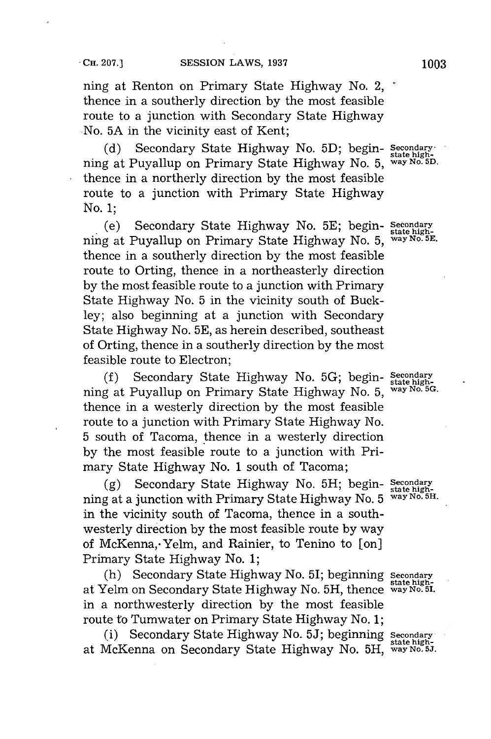ning at Renton on Primary State Highway No. 2, thence in a southerly direction by the most feasible route to a junction with Secondary State Highway No. 5A in the vicinity east of Kent;

(d) Secondary State Highway No. 5D; beginning at Puyallup on Primary State Highway No. 5, thence in a northerly direction by the most feasible route to a junction with Primary State Highway No. 1;

Secondary state highway No. 5D.

(e) Secondary State Highway No. 5E; beginning at Puyallup on Primary State Highway No. 5, thence in a southerly direction by the most feasible route to Orting, thence in a northeasterly direction by the most feasible route to a junction with Primary State Highway No. 5 in the vicinity south of Buckley; also beginning at a junction with Secondary State Highway No. 5E, as herein described, southeast of Orting, thence in a southerly direction by the most feasible route to Electron;

Secondary state highway No. 5E.

(f) Secondary State Highway No. 5G; beginning at Puyallup on Primary State Highway No. 5, thence in a westerly direction by the most feasible route to a junction with Primary State Highway No. 5 south of Tacoma, thence in a westerly direction by the most feasible route to a junction with Primary State Highway No. 1 south of Tacoma;

Secondary state highway No. 5G.

(g) Secondary State Highway No. 5H; beginning at a junction with Primary State Highway No. 5 in the vicinity south of Tacoma, thence in a southwesterly direction by the most feasible route by way of McKenna, Yelm, and Rainier, to Tenino to [on] Primary State Highway No. 1;

Secondary state highway No. 5H.

(h) Secondary State Highway No. 5I; beginning at Yelm on Secondary State Highway No. 5H, thence in a northwesterly direction by the most feasible route to Tumwater on Primary State Highway No. 1;

Secondary state highway No. 5I.

(i) Secondary State Highway No. 5J; beginning at McKenna on Secondary State Highway No. 5H,

Secondary state highway No. 5J.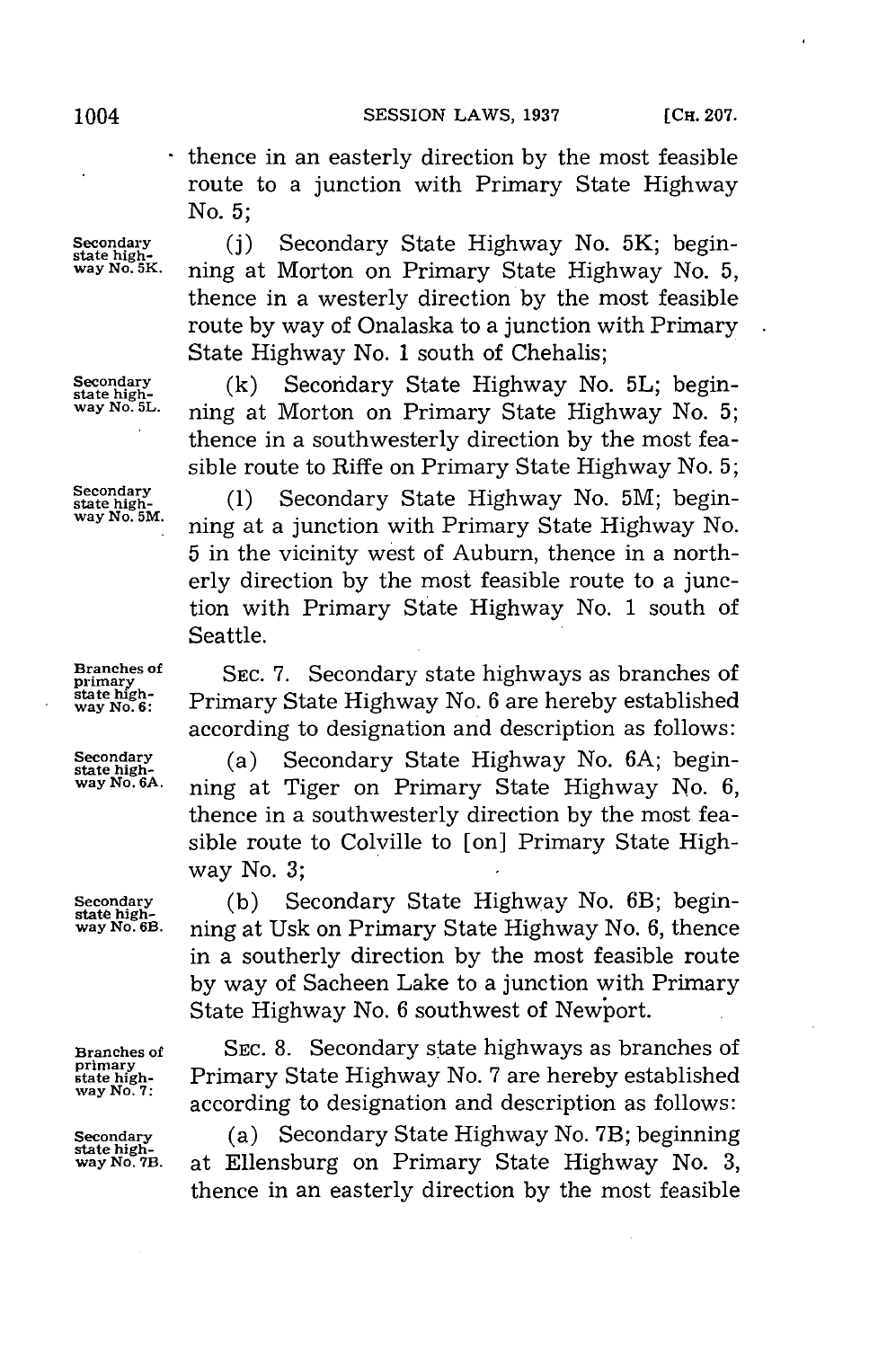thence in an easterly direction by the most feasible route to a junction with Primary State Highway No. 5;

Secondary state highway No. 5K.

(j) Secondary State Highway No. 5K; beginning at Morton on Primary State Highway No. 5, thence in a westerly direction by the most feasible route by way of Onalaska to a junction with Primary State Highway No. 1 south of Chehalis;

Secondary state highway No. 5L.

(k) Secondary State Highway No. 5L; beginning at Morton on Primary State Highway No. 5; thence in a southwesterly direction by the most feasible route to Riffe on Primary State Highway No. 5;

Secondary state highway No. 5M.

(l) Secondary State Highway No. 5M; beginning at a junction with Primary State Highway No. 5 in the vicinity west of Auburn, thence in a northerly direction by the most feasible route to a junction with Primary State Highway No. 1 south of Seattle.

Branches of primary state highway No. 6:

SEC. 7. Secondary state highways as branches of Primary State Highway No. 6 are hereby established according to designation and description as follows:

Secondary state highway No. 6A.

(a) Secondary State Highway No. 6A; beginning at Tiger on Primary State Highway No. 6, thence in a southwesterly direction by the most feasible route to Colville to [on] Primary State Highway No. 3;

Secondary state highway No. 6B.

(b) Secondary State Highway No. 6B; beginning at Usk on Primary State Highway No. 6, thence in a southerly direction by the most feasible route by way of Sacheen Lake to a junction with Primary State Highway No. 6 southwest of Newport.

Branches of primary state highway No. 7:

SEC. 8. Secondary state highways as branches of Primary State Highway No. 7 are hereby established according to designation and description as follows:

Secondary state highway No. 7B.

(a) Secondary State Highway No. 7B; beginning at Ellensburg on Primary State Highway No. 3, thence in an easterly direction by the most feasible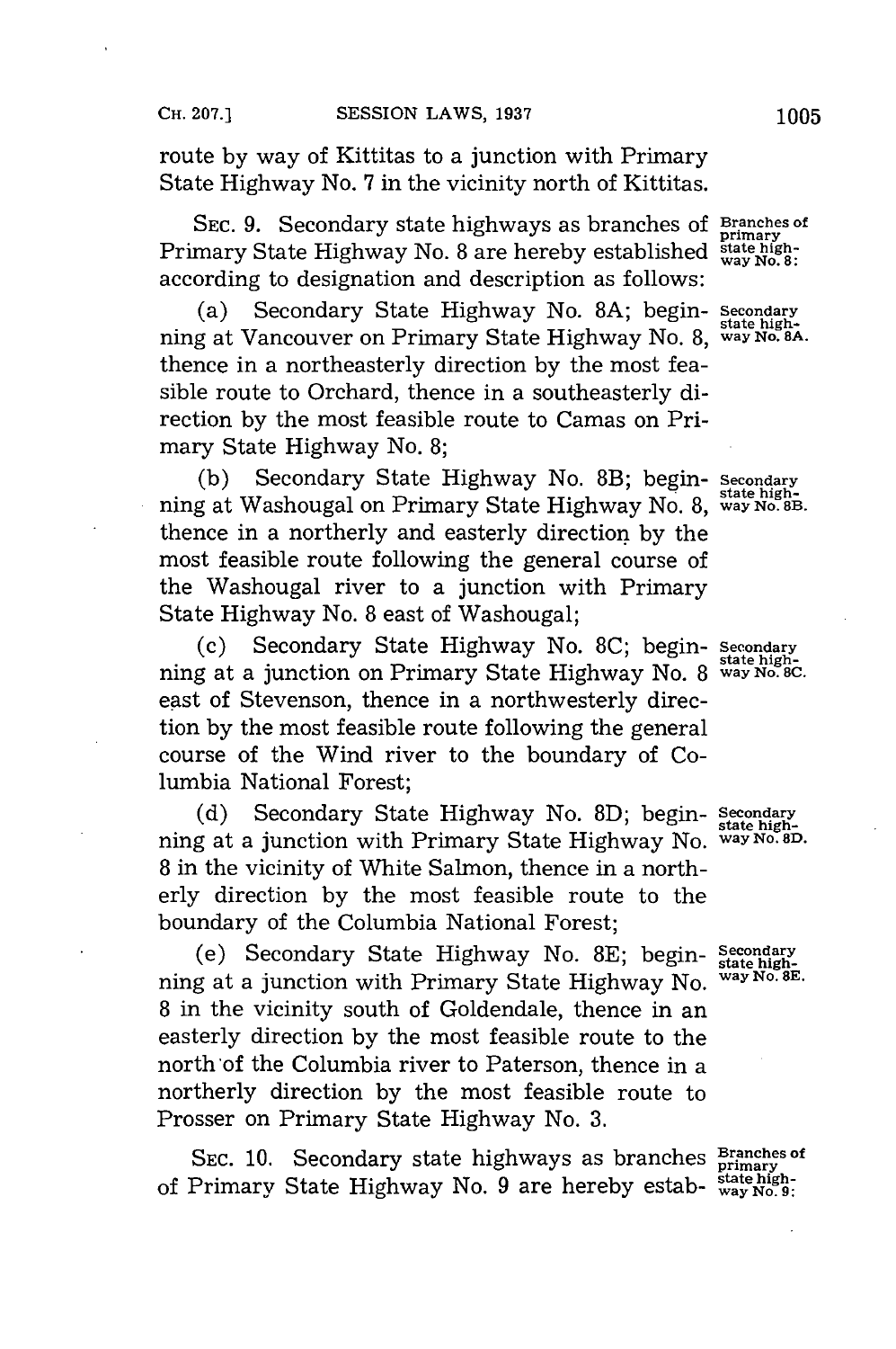route by way of Kittitas to a junction with Primary State Highway No. 7 in the vicinity north of Kittitas.

SEC. 9. Secondary state highways as branches of Primary State Highway No. 8 are hereby established according to designation and description as follows:

*Branches of primary state highway No. 8:*

(a) Secondary State Highway No. 8A; beginning at Vancouver on Primary State Highway No. 8, thence in a northeasterly direction by the most feasible route to Orchard, thence in a southeasterly direction by the most feasible route to Camas on Primary State Highway No. 8;

*Secondary state highway No. 8A.*

(b) Secondary State Highway No. 8B; beginning at Washougal on Primary State Highway No. 8, thence in a northerly and easterly direction by the most feasible route following the general course of the Washougal river to a junction with Primary State Highway No. 8 east of Washougal;

*Secondary state highway No. 8B.*

(c) Secondary State Highway No. 8C; beginning at a junction on Primary State Highway No. 8 east of Stevenson, thence in a northwesterly direction by the most feasible route following the general course of the Wind river to the boundary of Columbia National Forest;

*Secondary state highway No. 8C.*

(d) Secondary State Highway No. 8D; beginning at a junction with Primary State Highway No. 8 in the vicinity of White Salmon, thence in a northerly direction by the most feasible route to the boundary of the Columbia National Forest;

*Secondary state highway No. 8D.*

(e) Secondary State Highway No. 8E; beginning at a junction with Primary State Highway No. 8 in the vicinity south of Goldendale, thence in an easterly direction by the most feasible route to the north of the Columbia river to Paterson, thence in a northerly direction by the most feasible route to Prosser on Primary State Highway No. 3.

*Secondary state highway No. 8E.*

SEC. 10. Secondary state highways as branches of Primary State Highway No. 9 are hereby estab-

*Branches of primary state highway No. 9:*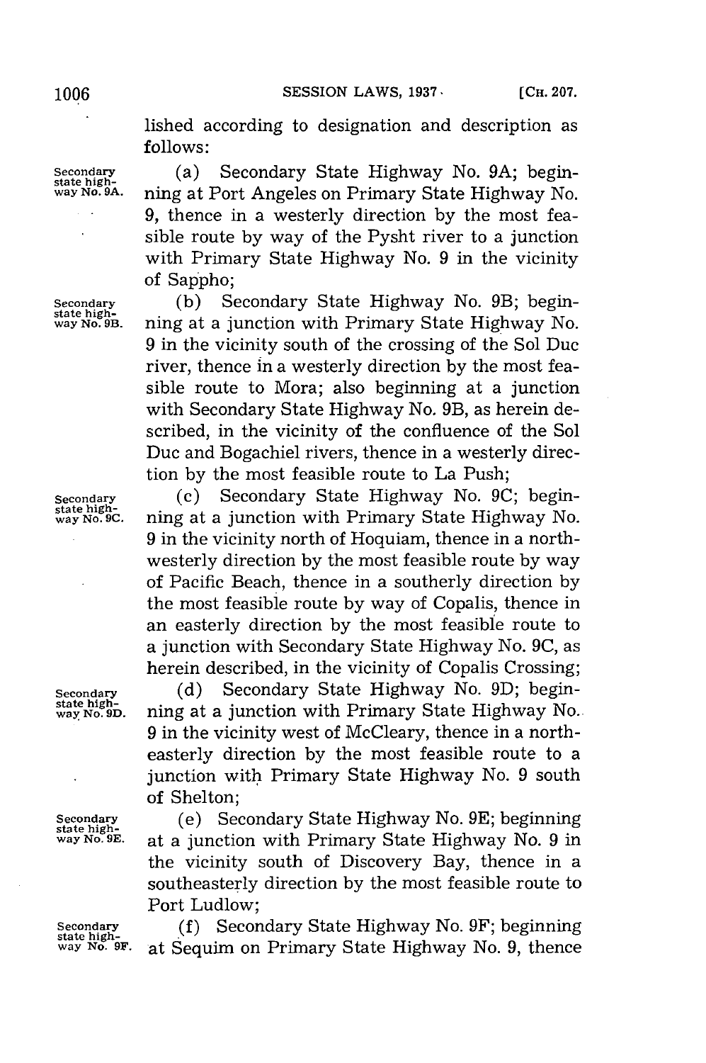lished according to designation and description as follows:

Secondary state highway No. 9A. (a) Secondary State Highway No. 9A; beginning at Port Angeles on Primary State Highway No. 9, thence in a westerly direction by the most feasible route by way of the Pysht river to a junction with Primary State Highway No. 9 in the vicinity of Sappho;

Secondary state highway No. 9B. (b) Secondary State Highway No. 9B; beginning at a junction with Primary State Highway No. 9 in the vicinity south of the crossing of the Sol Duc river, thence in a westerly direction by the most feasible route to Mora; also beginning at a junction with Secondary State Highway No. 9B, as herein described, in the vicinity of the confluence of the Sol Duc and Bogachiel rivers, thence in a westerly direction by the most feasible route to La Push;

Secondary state highway No. 9C. (c) Secondary State Highway No. 9C; beginning at a junction with Primary State Highway No. 9 in the vicinity north of Hoquiam, thence in a northwesterly direction by the most feasible route by way of Pacific Beach, thence in a southerly direction by the most feasible route by way of Copalis, thence in an easterly direction by the most feasible route to a junction with Secondary State Highway No. 9C, as herein described, in the vicinity of Copalis Crossing;

Secondary state highway No. 9D. (d) Secondary State Highway No. 9D; beginning at a junction with Primary State Highway No. 9 in the vicinity west of McCleary, thence in a northeasterly direction by the most feasible route to a junction with Primary State Highway No. 9 south of Shelton;

Secondary state highway No. 9E. (e) Secondary State Highway No. 9E; beginning at a junction with Primary State Highway No. 9 in the vicinity south of Discovery Bay, thence in a southeasterly direction by the most feasible route to Port Ludlow;

Secondary state highway No. 9F. (f) Secondary State Highway No. 9F; beginning at Sequim on Primary State Highway No. 9, thence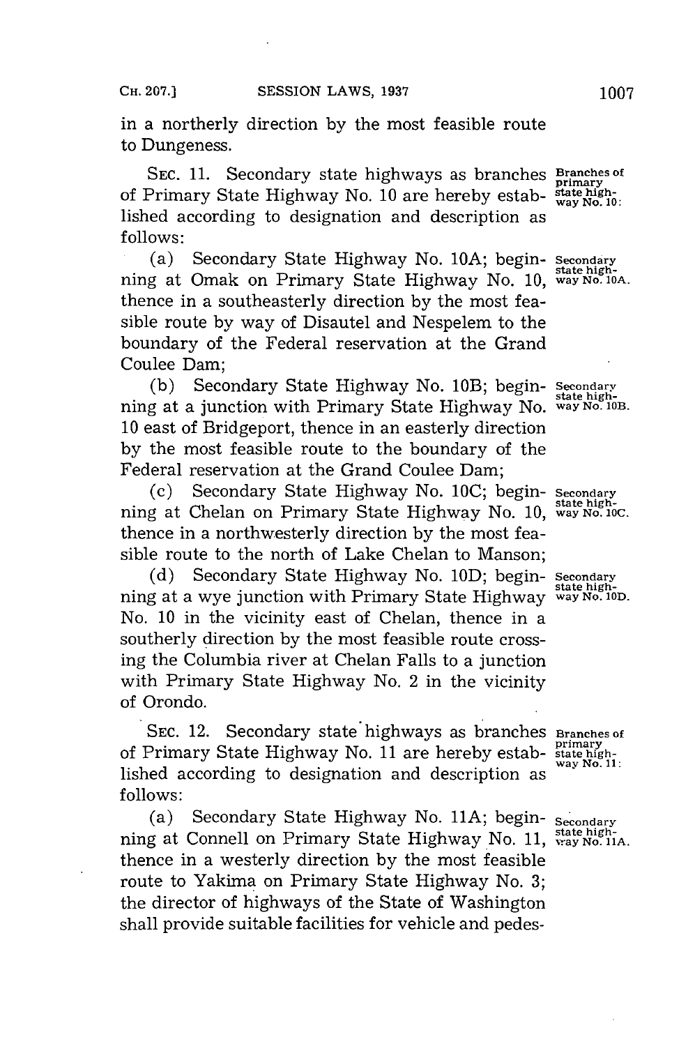in a northerly direction by the most feasible route to Dungeness.

SEC. 11. Secondary state highways as branches of Primary State Highway No. 10 are hereby established according to designation and description as follows:

Branches of primary state highway No. 10:

(a) Secondary State Highway No. 10A; beginning at Omak on Primary State Highway No. 10, thence in a southeasterly direction by the most feasible route by way of Disautel and Nespelem to the boundary of the Federal reservation at the Grand Coulee Dam;

Secondary state highway No. 10A.

(b) Secondary State Highway No. 10B; beginning at a junction with Primary State Highway No. 10 east of Bridgeport, thence in an easterly direction by the most feasible route to the boundary of the Federal reservation at the Grand Coulee Dam;

Secondary state highway No. 10B.

(c) Secondary State Highway No. 10C; beginning at Chelan on Primary State Highway No. 10, thence in a northwesterly direction by the most feasible route to the north of Lake Chelan to Manson;

Secondary state highway No. 10C.

(d) Secondary State Highway No. 10D; beginning at a wye junction with Primary State Highway No. 10 in the vicinity east of Chelan, thence in a southerly direction by the most feasible route crossing the Columbia river at Chelan Falls to a junction with Primary State Highway No. 2 in the vicinity of Orondo.

Secondary state highway No. 10D.

SEC. 12. Secondary state highways as branches of Primary State Highway No. 11 are hereby established according to designation and description as follows:

Branches of primary state highway No. 11:

(a) Secondary State Highway No. 11A; beginning at Connell on Primary State Highway No. 11, thence in a westerly direction by the most feasible route to Yakima on Primary State Highway No. 3; the director of highways of the State of Washington shall provide suitable facilities for vehicle and pedes-

Secondary state highway No. 11A.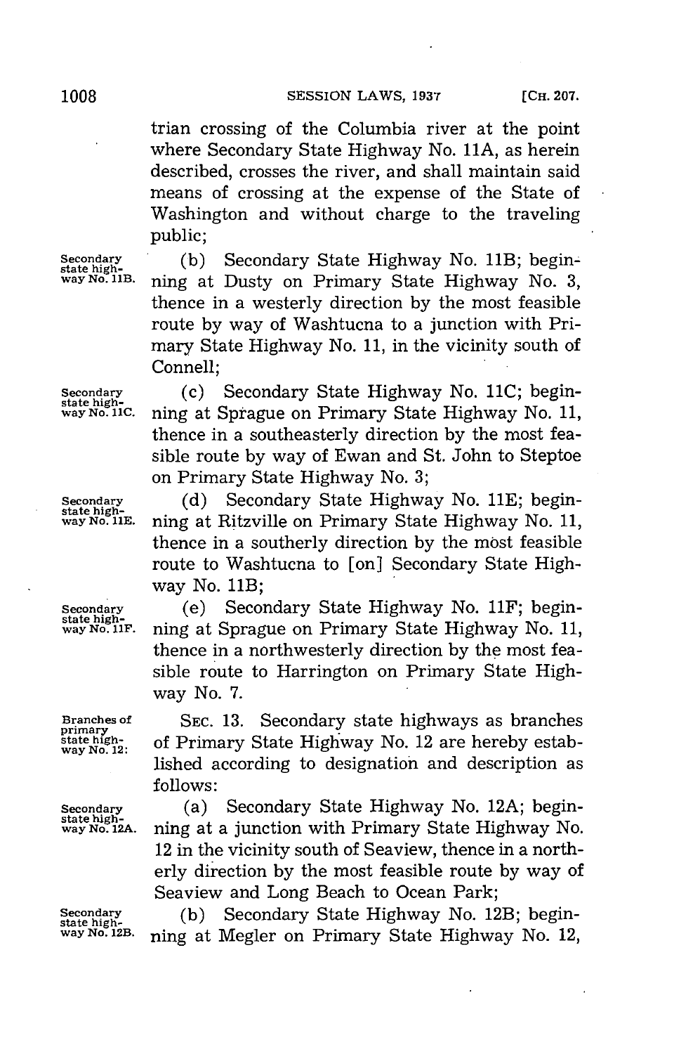trian crossing of the Columbia river at the point where Secondary State Highway No. 11A, as herein described, crosses the river, and shall maintain said means of crossing at the expense of the State of Washington and without charge to the traveling public;

Secondary state highway No. 11B.

(b) Secondary State Highway No. 11B; beginning at Dusty on Primary State Highway No. 3, thence in a westerly direction by the most feasible route by way of Washtucna to a junction with Primary State Highway No. 11, in the vicinity south of Connell;

Secondary state highway No. 11C.

(c) Secondary State Highway No. 11C; beginning at Sprague on Primary State Highway No. 11, thence in a southeasterly direction by the most feasible route by way of Ewan and St. John to Steptoe on Primary State Highway No. 3;

Secondary state highway No. 11E.

(d) Secondary State Highway No. 11E; beginning at Ritzville on Primary State Highway No. 11, thence in a southerly direction by the most feasible route to Washtucna to [on] Secondary State Highway No. 11B;

Secondary state highway No. 11F.

(e) Secondary State Highway No. 11F; beginning at Sprague on Primary State Highway No. 11, thence in a northwesterly direction by the most feasible route to Harrington on Primary State Highway No. 7.

Branches of primary state highway No. 12:

SEC. 13. Secondary state highways as branches of Primary State Highway No. 12 are hereby established according to designation and description as follows:

Secondary state highway No. 12A.

(a) Secondary State Highway No. 12A; beginning at a junction with Primary State Highway No. 12 in the vicinity south of Seaview, thence in a northerly direction by the most feasible route by way of Seaview and Long Beach to Ocean Park;

Secondary state highway No. 12B.

(b) Secondary State Highway No. 12B; beginning at Megler on Primary State Highway No. 12,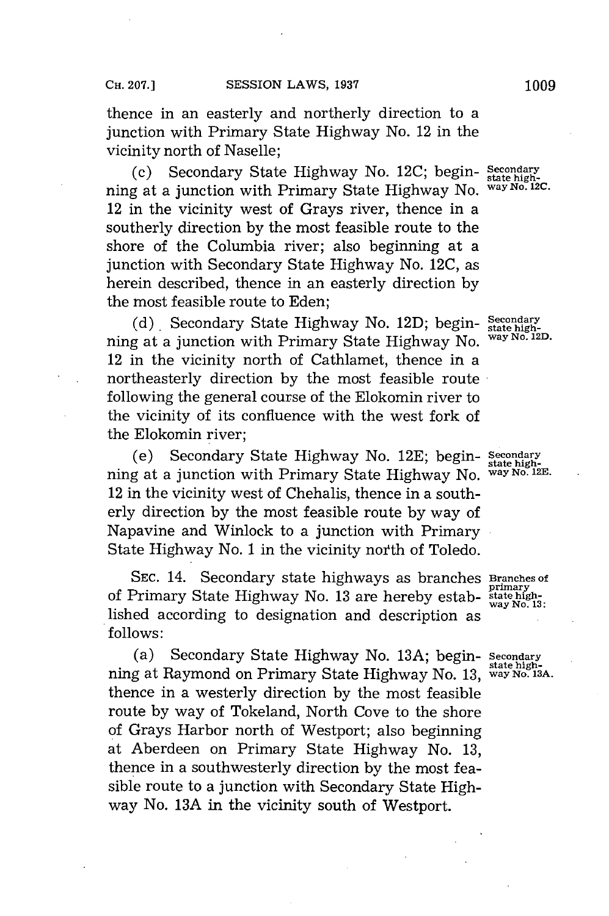thence in an easterly and northerly direction to a junction with Primary State Highway No. 12 in the vicinity north of Naselle;

(c) Secondary State Highway No. 12C; beginning at a junction with Primary State Highway No. 12 in the vicinity west of Grays river, thence in a southerly direction by the most feasible route to the shore of the Columbia river; also beginning at a junction with Secondary State Highway No. 12C, as herein described, thence in an easterly direction by the most feasible route to Eden;

Secondary state highway No. 12C.

(d) Secondary State Highway No. 12D; beginning at a junction with Primary State Highway No. 12 in the vicinity north of Cathlamet, thence in a northeasterly direction by the most feasible route following the general course of the Elokomin river to the vicinity of its confluence with the west fork of the Elokomin river;

Secondary state highway No. 12D.

(e) Secondary State Highway No. 12E; beginning at a junction with Primary State Highway No. 12 in the vicinity west of Chehalis, thence in a southerly direction by the most feasible route by way of Napavine and Winlock to a junction with Primary State Highway No. 1 in the vicinity north of Toledo.

Secondary state highway No. 12E.

SEC. 14. Secondary state highways as branches of Primary State Highway No. 13 are hereby established according to designation and description as follows:

Branches of primary state highway No. 13:

(a) Secondary State Highway No. 13A; beginning at Raymond on Primary State Highway No. 13, thence in a westerly direction by the most feasible route by way of Tokeland, North Cove to the shore of Grays Harbor north of Westport; also beginning at Aberdeen on Primary State Highway No. 13, thence in a southwesterly direction by the most feasible route to a junction with Secondary State Highway No. 13A in the vicinity south of Westport.

Secondary state highway No. 13A.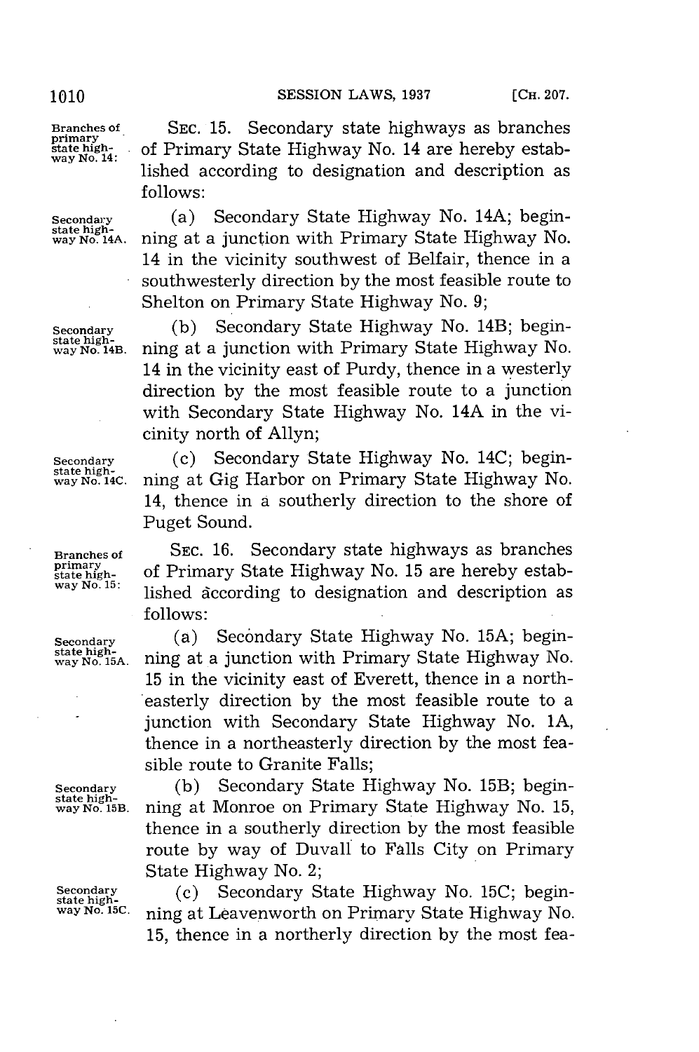Branches of primary state highway No. 14:

SEC. 15. Secondary state highways as branches of Primary State Highway No. 14 are hereby established according to designation and description as follows:

Secondary state highway No. 14A.

(a) Secondary State Highway No. 14A; beginning at a junction with Primary State Highway No. 14 in the vicinity southwest of Belfair, thence in a southwesterly direction by the most feasible route to Shelton on Primary State Highway No. 9;

Secondary state highway No. 14B.

(b) Secondary State Highway No. 14B; beginning at a junction with Primary State Highway No. 14 in the vicinity east of Purdy, thence in a westerly direction by the most feasible route to a junction with Secondary State Highway No. 14A in the vicinity north of Allyn;

Secondary state highway No. 14C.

(c) Secondary State Highway No. 14C; beginning at Gig Harbor on Primary State Highway No. 14, thence in a southerly direction to the shore of Puget Sound.

Branches of primary state highway No. 15:

SEC. 16. Secondary state highways as branches of Primary State Highway No. 15 are hereby established according to designation and description as follows:

Secondary state highway No. 15A.

(a) Secondary State Highway No. 15A; beginning at a junction with Primary State Highway No. 15 in the vicinity east of Everett, thence in a northeasterly direction by the most feasible route to a junction with Secondary State Highway No. 1A, thence in a northeasterly direction by the most feasible route to Granite Falls;

Secondary state highway No. 15B.

(b) Secondary State Highway No. 15B; beginning at Monroe on Primary State Highway No. 15, thence in a southerly direction by the most feasible route by way of Duvall to Falls City on Primary State Highway No. 2;

Secondary state highway No. 15C.

(c) Secondary State Highway No. 15C; beginning at Leavenworth on Primary State Highway No. 15, thence in a northerly direction by the most fea-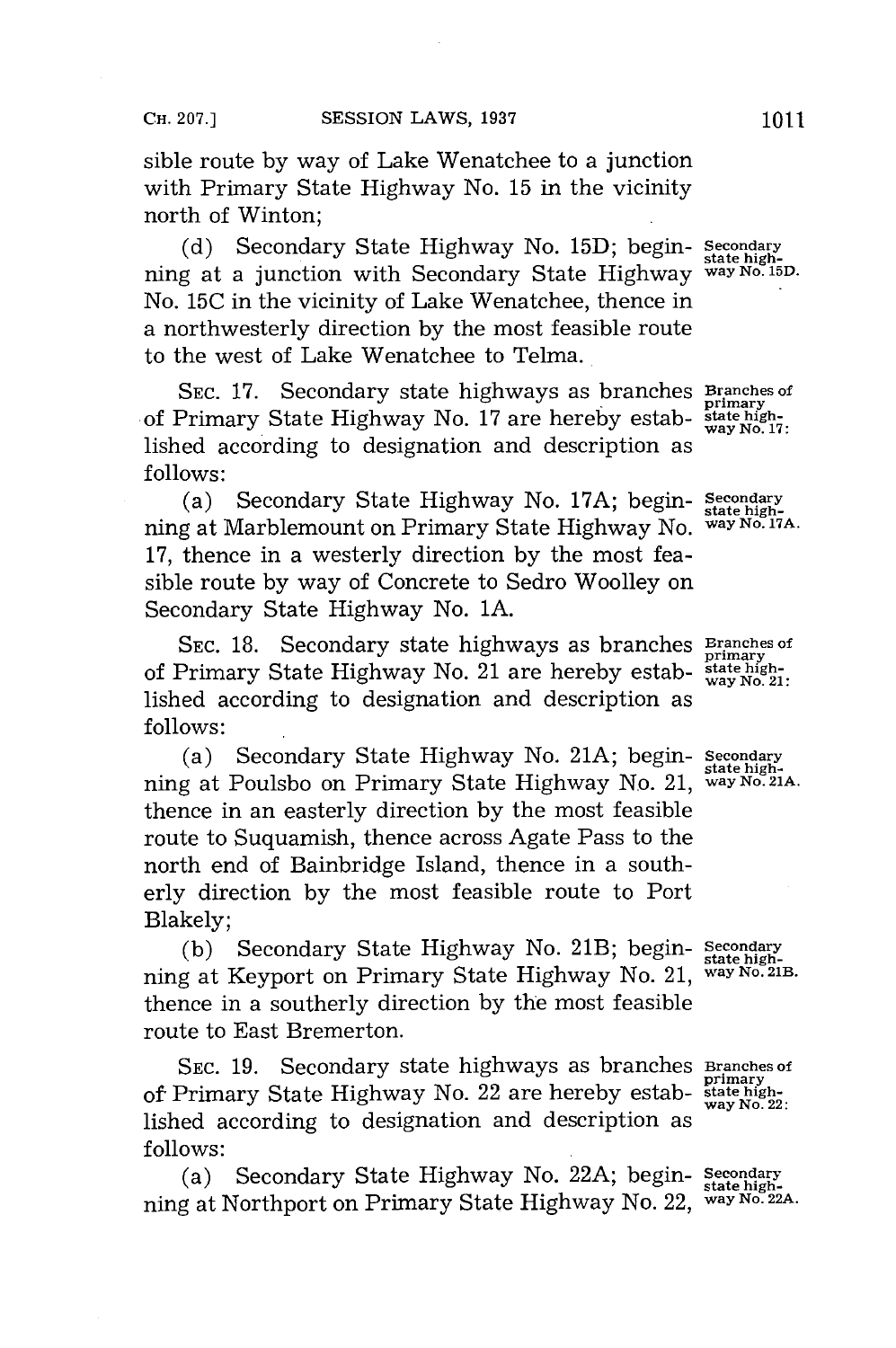sible route by way of Lake Wenatchee to a junction with Primary State Highway No. 15 in the vicinity north of Winton;

(d) Secondary State Highway No. 15D; beginning at a junction with Secondary State Highway No. 15C in the vicinity of Lake Wenatchee, thence in a northwesterly direction by the most feasible route to the west of Lake Wenatchee to Telma.

Secondary state highway No. 15D.

SEC. 17. Secondary state highways as branches of Primary State Highway No. 17 are hereby established according to designation and description as follows:

Branches of primary state highway No. 17:

(a) Secondary State Highway No. 17A; beginning at Marblemount on Primary State Highway No. 17, thence in a westerly direction by the most feasible route by way of Concrete to Sedro Woolley on Secondary State Highway No. 1A.

Secondary state highway No. 17A.

SEC. 18. Secondary state highways as branches of Primary State Highway No. 21 are hereby established according to designation and description as follows:

Branches of primary state highway No. 21:

(a) Secondary State Highway No. 21A; beginning at Poulsbo on Primary State Highway No. 21, thence in an easterly direction by the most feasible route to Suquamish, thence across Agate Pass to the north end of Bainbridge Island, thence in a southerly direction by the most feasible route to Port Blakely;

Secondary state highway No. 21A.

(b) Secondary State Highway No. 21B; beginning at Keyport on Primary State Highway No. 21, thence in a southerly direction by the most feasible route to East Bremerton.

Secondary state highway No. 21B.

SEC. 19. Secondary state highways as branches of Primary State Highway No. 22 are hereby established according to designation and description as follows:

Branches of primary state highway No. 22:

(a) Secondary State Highway No. 22A; beginning at Northport on Primary State Highway No. 22,

Secondary state highway No. 22A.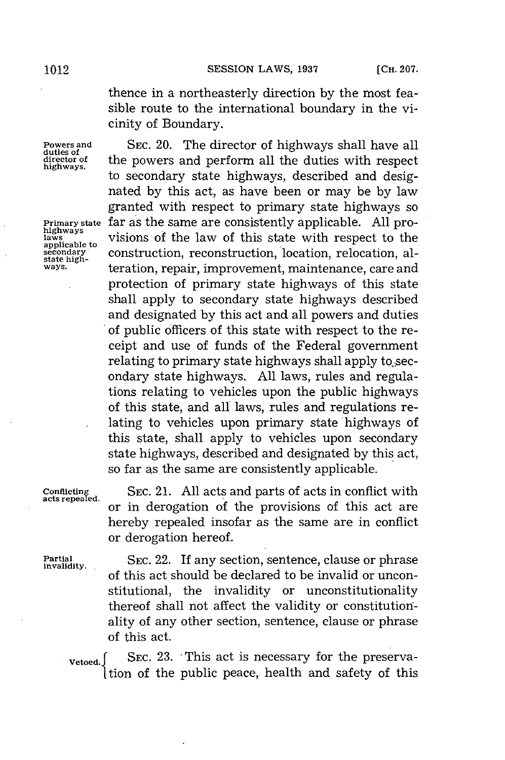thence in a northeasterly direction by the most feasible route to the international boundary in the vicinity of Boundary.

Powers and duties of director of highways.

SEC. 20. The director of highways shall have all the powers and perform all the duties with respect to secondary state highways, described and designated by this act, as have been or may be by law granted with respect to primary state highways so far as the same are consistently applicable. All provisions of the law of this state with respect to the construction, reconstruction, location, relocation, alteration, repair, improvement, maintenance, care and protection of primary state highways of this state shall apply to secondary state highways described and designated by this act and all powers and duties of public officers of this state with respect to the receipt and use of funds of the Federal government relating to primary state highways shall apply to secondary state highways. All laws, rules and regulations relating to vehicles upon the public highways of this state, and all laws, rules and regulations relating to vehicles upon primary state highways of this state, shall apply to vehicles upon secondary state highways, described and designated by this act, so far as the same are consistently applicable.

Primary state highways laws applicable to secondary state highways.

Conflicting acts repealed.

SEC. 21. All acts and parts of acts in conflict with or in derogation of the provisions of this act are hereby repealed insofar as the same are in conflict or derogation hereof.

Partial invalidity.

SEC. 22. If any section, sentence, clause or phrase of this act should be declared to be invalid or unconstitutional, the invalidity or unconstitutionality thereof shall not affect the validity or constitutionality of any other section, sentence, clause or phrase of this act.

Vetoed.

SEC. 23. This act is necessary for the preservation of the public peace, health and safety of this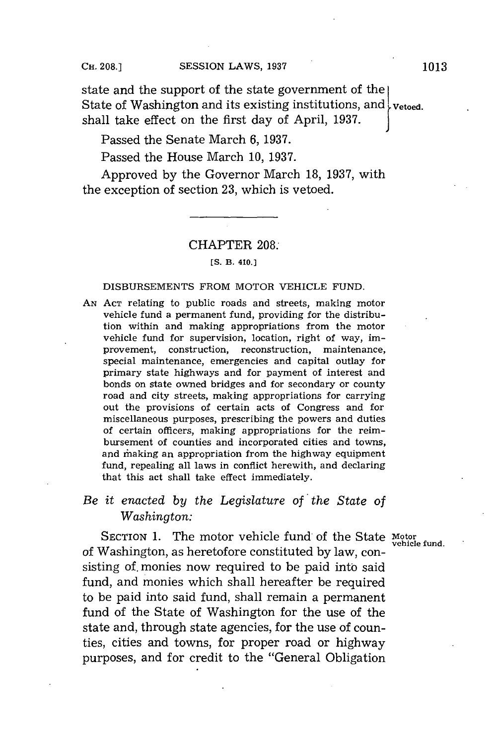state and the support of the state government of the State of Washington and its existing institutions, and shall take effect on the first day of April, 1937.

Vetoed.

Passed the Senate March 6, 1937.

Passed the House March 10, 1937.

Approved by the Governor March 18, 1937, with the exception of section 23, which is vetoed.

---

## CHAPTER 208.

[S. B. 410.]

### DISBURSEMENTS FROM MOTOR VEHICLE FUND.

AN ACT relating to public roads and streets, making motor vehicle fund a permanent fund, providing for the distribution within and making appropriations from the motor vehicle fund for supervision, location, right of way, improvement, construction, reconstruction, maintenance, special maintenance, emergencies and capital outlay for primary state highways and for payment of interest and bonds on state owned bridges and for secondary or county road and city streets, making appropriations for carrying out the provisions of certain acts of Congress and for miscellaneous purposes, prescribing the powers and duties of certain officers, making appropriations for the reimbursement of counties and incorporated cities and towns, and making an appropriation from the highway equipment fund, repealing all laws in conflict herewith, and declaring that this act shall take effect immediately.

*Be it enacted by the Legislature of the State of Washington:*

Motor vehicle fund.

SECTION 1. The motor vehicle fund of the State of Washington, as heretofore constituted by law, consisting of monies now required to be paid into said fund, and monies which shall hereafter be required to be paid into said fund, shall remain a permanent fund of the State of Washington for the use of the state and, through state agencies, for the use of counties, cities and towns, for proper road or highway purposes, and for credit to the "General Obligation